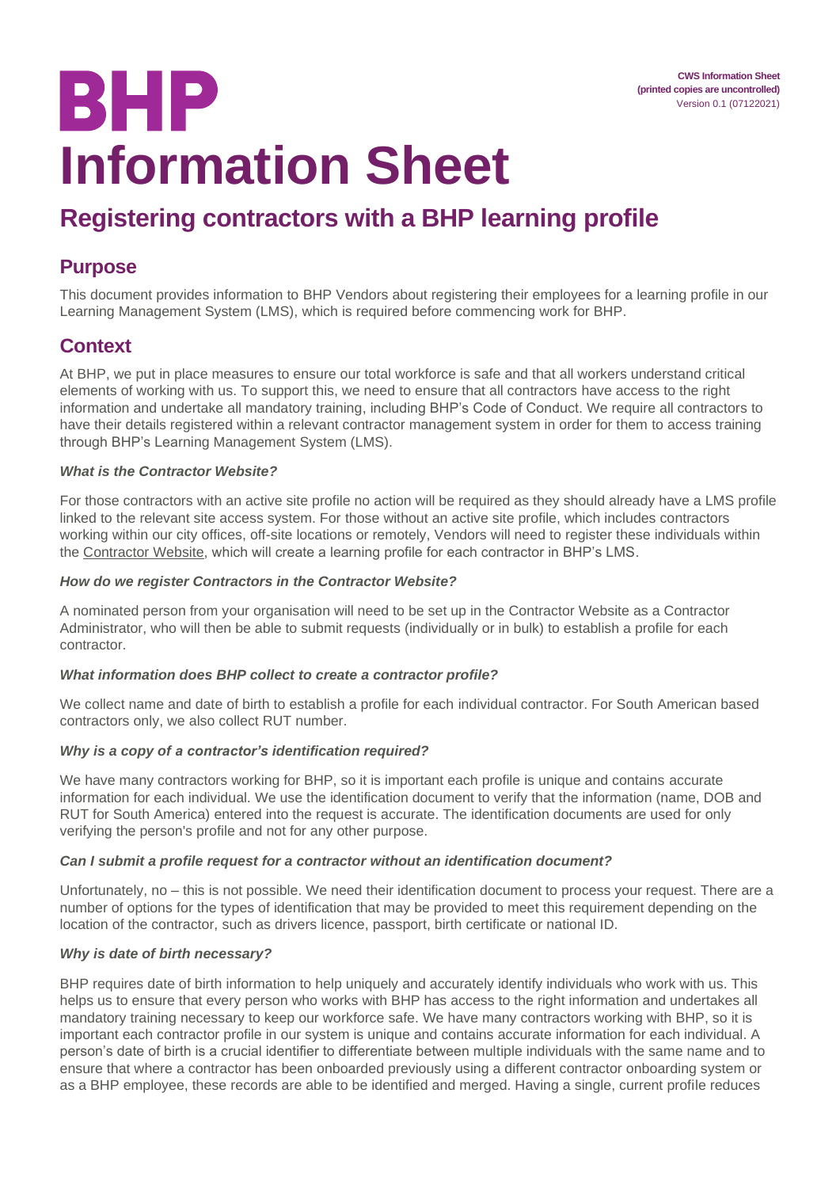CWS Information Sheet
**(printed copies are uncontrolled)**
Version 0.1 (07122021)

BHP

# Information Sheet

## Registering contractors with a BHP learning profile

## Purpose

This document provides information to BHP Vendors about registering their employees for a learning profile in our Learning Management System (LMS), which is required before commencing work for BHP.

## Context

At BHP, we put in place measures to ensure our total workforce is safe and that all workers understand critical elements of working with us. To support this, we need to ensure that all contractors have access to the right information and undertake all mandatory training, including BHP's Code of Conduct. We require all contractors to have their details registered within a relevant contractor management system in order for them to access training through BHP's Learning Management System (LMS).

### *What is the Contractor Website?*

For those contractors with an active site profile no action will be required as they should already have a LMS profile linked to the relevant site access system. For those without an active site profile, which includes contractors working within our city offices, off-site locations or remotely, Vendors will need to register these individuals within the Contractor Website, which will create a learning profile for each contractor in BHP's LMS.

### *How do we register Contractors in the Contractor Website?*

A nominated person from your organisation will need to be set up in the Contractor Website as a Contractor Administrator, who will then be able to submit requests (individually or in bulk) to establish a profile for each contractor.

### *What information does BHP collect to create a contractor profile?*

We collect name and date of birth to establish a profile for each individual contractor. For South American based contractors only, we also collect RUT number.

### *Why is a copy of a contractor's identification required?*

We have many contractors working for BHP, so it is important each profile is unique and contains accurate information for each individual. We use the identification document to verify that the information (name, DOB and RUT for South America) entered into the request is accurate. The identification documents are used for only verifying the person's profile and not for any other purpose.

### *Can I submit a profile request for a contractor without an identification document?*

Unfortunately, no – this is not possible. We need their identification document to process your request. There are a number of options for the types of identification that may be provided to meet this requirement depending on the location of the contractor, such as drivers licence, passport, birth certificate or national ID.

### *Why is date of birth necessary?*

BHP requires date of birth information to help uniquely and accurately identify individuals who work with us. This helps us to ensure that every person who works with BHP has access to the right information and undertakes all mandatory training necessary to keep our workforce safe. We have many contractors working with BHP, so it is important each contractor profile in our system is unique and contains accurate information for each individual. A person's date of birth is a crucial identifier to differentiate between multiple individuals with the same name and to ensure that where a contractor has been onboarded previously using a different contractor onboarding system or as a BHP employee, these records are able to be identified and merged. Having a single, current profile reduces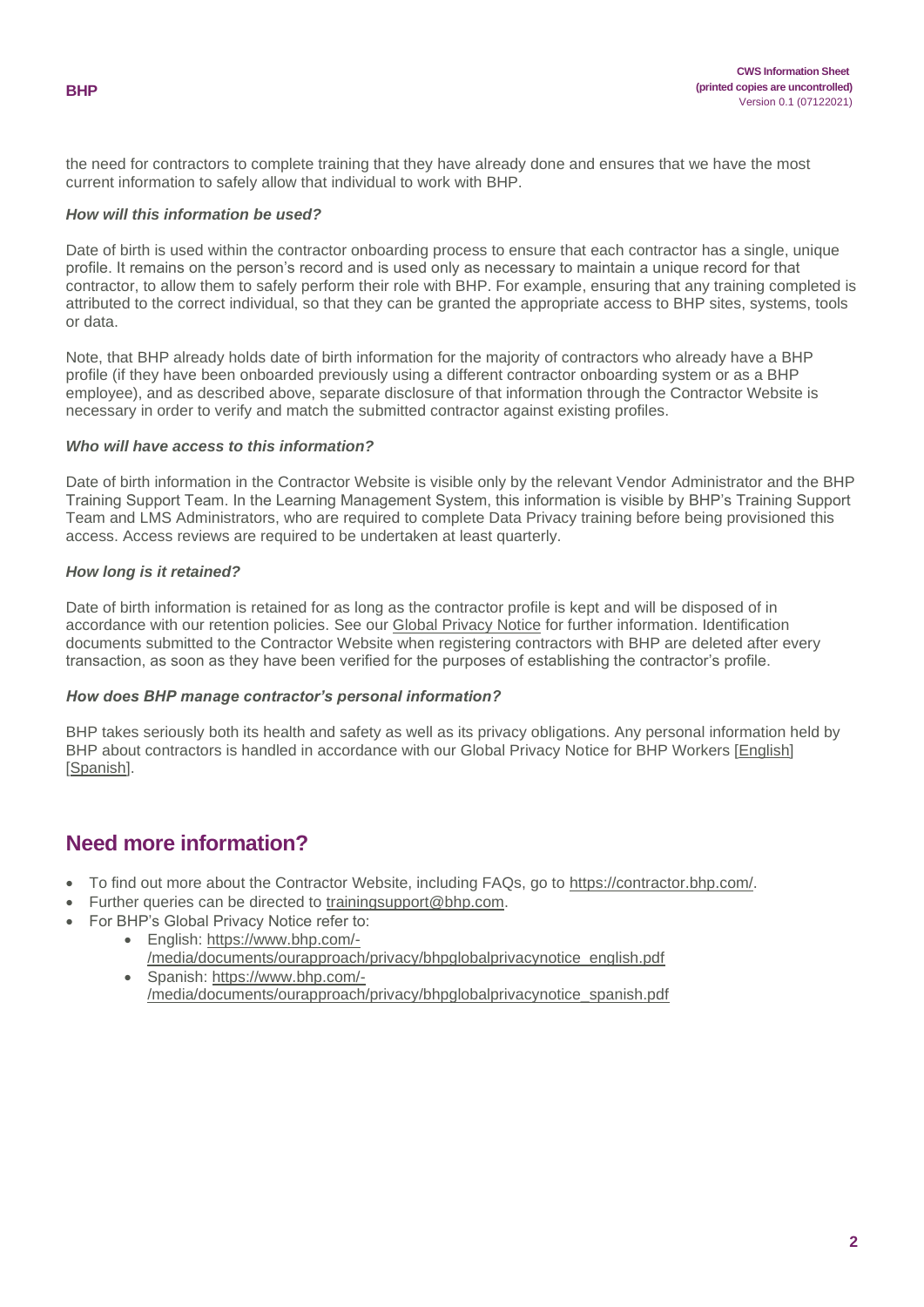the need for contractors to complete training that they have already done and ensures that we have the most current information to safely allow that individual to work with BHP.

***How will this information be used?***

Date of birth is used within the contractor onboarding process to ensure that each contractor has a single, unique profile. It remains on the person's record and is used only as necessary to maintain a unique record for that contractor, to allow them to safely perform their role with BHP. For example, ensuring that any training completed is attributed to the correct individual, so that they can be granted the appropriate access to BHP sites, systems, tools or data.

Note, that BHP already holds date of birth information for the majority of contractors who already have a BHP profile (if they have been onboarded previously using a different contractor onboarding system or as a BHP employee), and as described above, separate disclosure of that information through the Contractor Website is necessary in order to verify and match the submitted contractor against existing profiles.

***Who will have access to this information?***

Date of birth information in the Contractor Website is visible only by the relevant Vendor Administrator and the BHP Training Support Team. In the Learning Management System, this information is visible by BHP's Training Support Team and LMS Administrators, who are required to complete Data Privacy training before being provisioned this access. Access reviews are required to be undertaken at least quarterly.

***How long is it retained?***

Date of birth information is retained for as long as the contractor profile is kept and will be disposed of in accordance with our retention policies. See our Global Privacy Notice for further information. Identification documents submitted to the Contractor Website when registering contractors with BHP are deleted after every transaction, as soon as they have been verified for the purposes of establishing the contractor's profile.

***How does BHP manage contractor's personal information?***

BHP takes seriously both its health and safety as well as its privacy obligations. Any personal information held by BHP about contractors is handled in accordance with our Global Privacy Notice for BHP Workers [English] [Spanish].

## Need more information?

- To find out more about the Contractor Website, including FAQs, go to https://contractor.bhp.com/.
- Further queries can be directed to trainingsupport@bhp.com.
- For BHP's Global Privacy Notice refer to:
  - English: https://www.bhp.com/-/media/documents/ourapproach/privacy/bhpglobalprivacynotice_english.pdf
  - Spanish: https://www.bhp.com/-/media/documents/ourapproach/privacy/bhpglobalprivacynotice_spanish.pdf